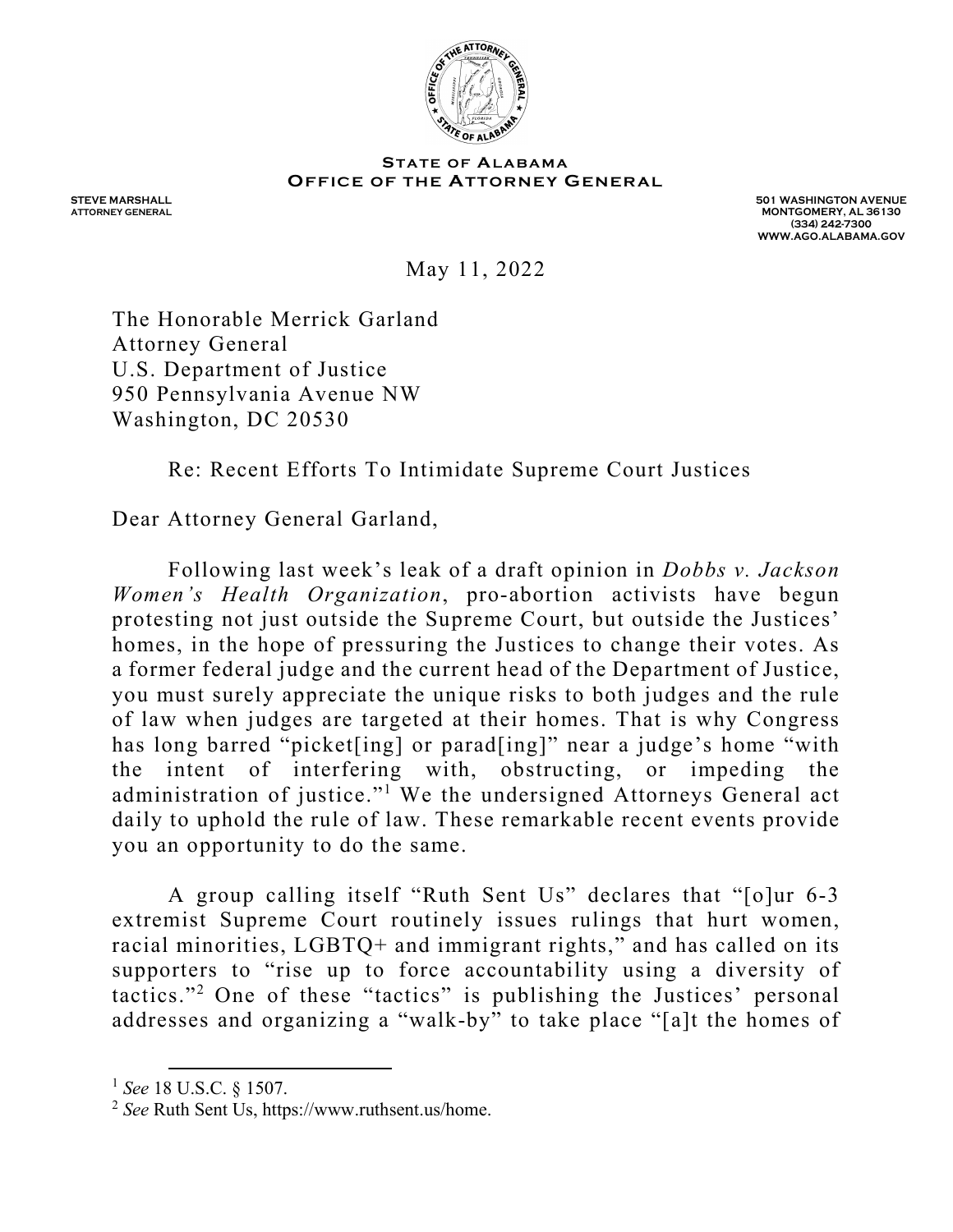**State of Alabama**
**Office of the Attorney General**

**STEVE MARSHALL**
**ATTORNEY GENERAL**

**501 WASHINGTON AVENUE**
**MONTGOMERY, AL 36130**
**(334) 242-7300**
**WWW.AGO.ALABAMA.GOV**

May 11, 2022

The Honorable Merrick Garland
Attorney General
U.S. Department of Justice
950 Pennsylvania Avenue NW
Washington, DC 20530

Re: Recent Efforts To Intimidate Supreme Court Justices

Dear Attorney General Garland,

Following last week's leak of a draft opinion in *Dobbs v. Jackson Women's Health Organization*, pro-abortion activists have begun protesting not just outside the Supreme Court, but outside the Justices' homes, in the hope of pressuring the Justices to change their votes. As a former federal judge and the current head of the Department of Justice, you must surely appreciate the unique risks to both judges and the rule of law when judges are targeted at their homes. That is why Congress has long barred "picket[ing] or parad[ing]" near a judge's home "with the intent of interfering with, obstructing, or impeding the administration of justice."[1] We the undersigned Attorneys General act daily to uphold the rule of law. These remarkable recent events provide you an opportunity to do the same.

A group calling itself "Ruth Sent Us" declares that "[o]ur 6-3 extremist Supreme Court routinely issues rulings that hurt women, racial minorities, LGBTQ+ and immigrant rights," and has called on its supporters to "rise up to force accountability using a diversity of tactics."[2] One of these "tactics" is publishing the Justices' personal addresses and organizing a "walk-by" to take place "[a]t the homes of

---

[1] *See* 18 U.S.C. § 1507.

[2] *See* Ruth Sent Us, https://www.ruthsent.us/home.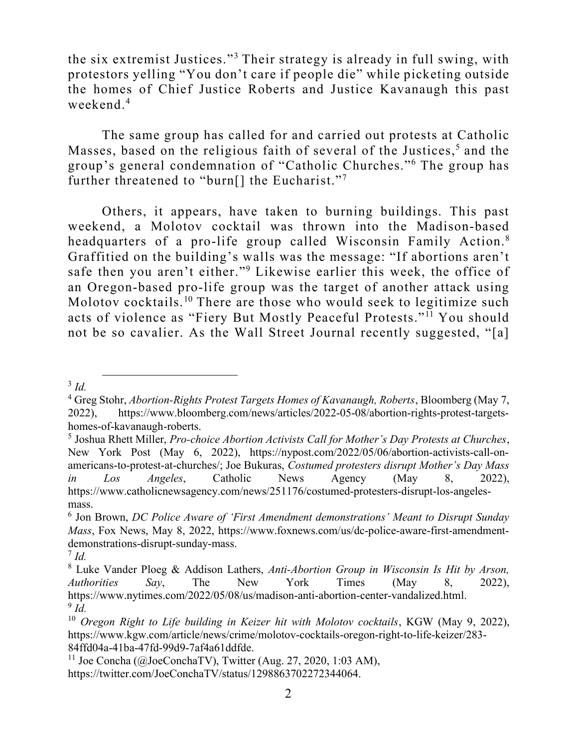the six extremist Justices."[3] Their strategy is already in full swing, with protestors yelling "You don't care if people die" while picketing outside the homes of Chief Justice Roberts and Justice Kavanaugh this past weekend.[4]

The same group has called for and carried out protests at Catholic Masses, based on the religious faith of several of the Justices,[5] and the group's general condemnation of "Catholic Churches."[6] The group has further threatened to "burn[] the Eucharist."[7]

Others, it appears, have taken to burning buildings. This past weekend, a Molotov cocktail was thrown into the Madison-based headquarters of a pro-life group called Wisconsin Family Action.[8] Graffitied on the building's walls was the message: "If abortions aren't safe then you aren't either."[9] Likewise earlier this week, the office of an Oregon-based pro-life group was the target of another attack using Molotov cocktails.[10] There are those who would seek to legitimize such acts of violence as "Fiery But Mostly Peaceful Protests."[11] You should not be so cavalier. As the Wall Street Journal recently suggested, "[a]

---

[3] *Id.*

[4] Greg Stohr, *Abortion-Rights Protest Targets Homes of Kavanaugh, Roberts*, Bloomberg (May 7, 2022), https://www.bloomberg.com/news/articles/2022-05-08/abortion-rights-protest-targets-homes-of-kavanaugh-roberts.

[5] Joshua Rhett Miller, *Pro-choice Abortion Activists Call for Mother's Day Protests at Churches*, New York Post (May 6, 2022), https://nypost.com/2022/05/06/abortion-activists-call-on-americans-to-protest-at-churches/; Joe Bukuras, *Costumed protesters disrupt Mother's Day Mass in Los Angeles*, Catholic News Agency (May 8, 2022), https://www.catholicnewsagency.com/news/251176/costumed-protesters-disrupt-los-angeles-mass.

[6] Jon Brown, *DC Police Aware of 'First Amendment demonstrations' Meant to Disrupt Sunday Mass*, Fox News, May 8, 2022, https://www.foxnews.com/us/dc-police-aware-first-amendment-demonstrations-disrupt-sunday-mass.

[7] *Id.*

[8] Luke Vander Ploeg & Addison Lathers, *Anti-Abortion Group in Wisconsin Is Hit by Arson, Authorities Say*, The New York Times (May 8, 2022), https://www.nytimes.com/2022/05/08/us/madison-anti-abortion-center-vandalized.html.

[9] *Id.*

[10] *Oregon Right to Life building in Keizer hit with Molotov cocktails*, KGW (May 9, 2022), https://www.kgw.com/article/news/crime/molotov-cocktails-oregon-right-to-life-keizer/283-84ffd04a-41ba-47fd-99d9-7af4a61ddfde.

[11] Joe Concha (@JoeConchaTV), Twitter (Aug. 27, 2020, 1:03 AM), https://twitter.com/JoeConchaTV/status/1298863702272344064.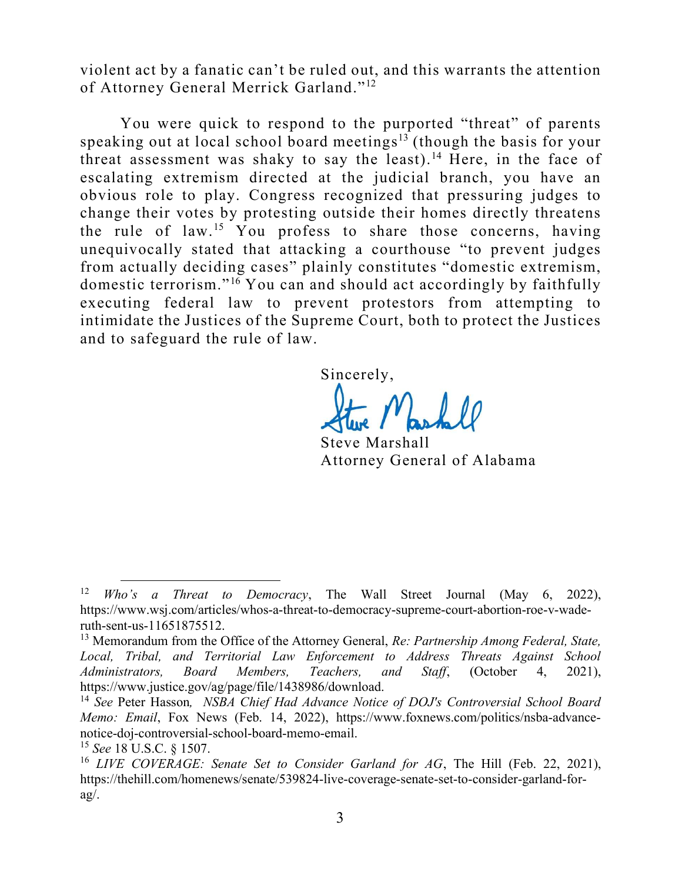violent act by a fanatic can't be ruled out, and this warrants the attention of Attorney General Merrick Garland."[12]

You were quick to respond to the purported "threat" of parents speaking out at local school board meetings[13] (though the basis for your threat assessment was shaky to say the least).[14] Here, in the face of escalating extremism directed at the judicial branch, you have an obvious role to play. Congress recognized that pressuring judges to change their votes by protesting outside their homes directly threatens the rule of law.[15] You profess to share those concerns, having unequivocally stated that attacking a courthouse "to prevent judges from actually deciding cases" plainly constitutes "domestic extremism, domestic terrorism."[16] You can and should act accordingly by faithfully executing federal law to prevent protestors from attempting to intimidate the Justices of the Supreme Court, both to protect the Justices and to safeguard the rule of law.

Sincerely,

Steve Marshall
Attorney General of Alabama

---

[12] *Who's a Threat to Democracy*, The Wall Street Journal (May 6, 2022), https://www.wsj.com/articles/whos-a-threat-to-democracy-supreme-court-abortion-roe-v-wade-ruth-sent-us-11651875512.

[13] Memorandum from the Office of the Attorney General, *Re: Partnership Among Federal, State, Local, Tribal, and Territorial Law Enforcement to Address Threats Against School Administrators, Board Members, Teachers, and Staff*, (October 4, 2021), https://www.justice.gov/ag/page/file/1438986/download.

[14] *See* Peter Hasson*, NSBA Chief Had Advance Notice of DOJ's Controversial School Board Memo: Email*, Fox News (Feb. 14, 2022), https://www.foxnews.com/politics/nsba-advance-notice-doj-controversial-school-board-memo-email.

[15] *See* 18 U.S.C. § 1507.

[16] *LIVE COVERAGE: Senate Set to Consider Garland for AG*, The Hill (Feb. 22, 2021), https://thehill.com/homenews/senate/539824-live-coverage-senate-set-to-consider-garland-for-ag/.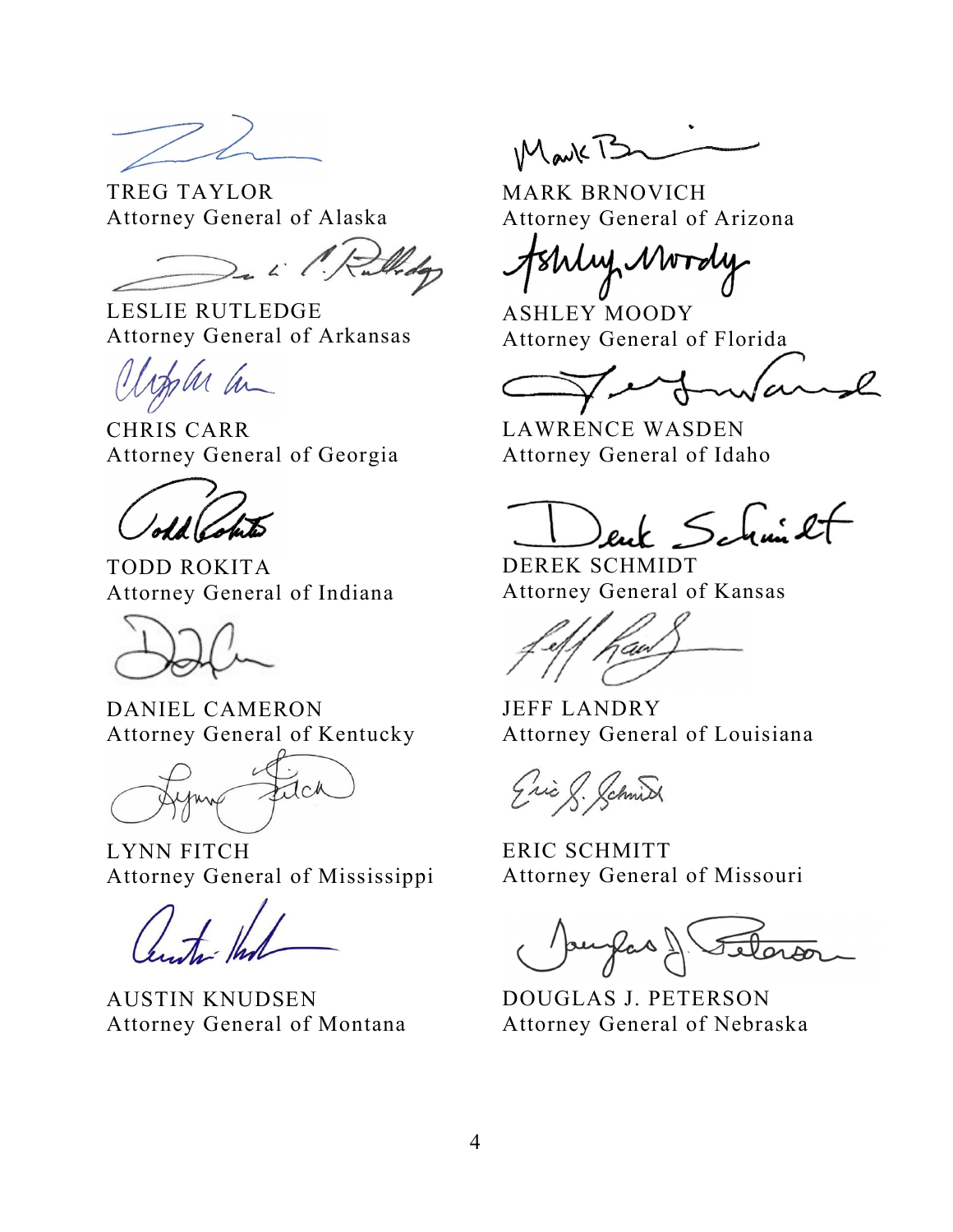TREG TAYLOR
Attorney General of Alaska

MARK BRNOVICH
Attorney General of Arizona

LESLIE RUTLEDGE
Attorney General of Arkansas

ASHLEY MOODY
Attorney General of Florida

CHRIS CARR
Attorney General of Georgia

LAWRENCE WASDEN
Attorney General of Idaho

TODD ROKITA
Attorney General of Indiana

DEREK SCHMIDT
Attorney General of Kansas

DANIEL CAMERON
Attorney General of Kentucky

JEFF LANDRY
Attorney General of Louisiana

LYNN FITCH
Attorney General of Mississippi

ERIC SCHMITT
Attorney General of Missouri

AUSTIN KNUDSEN
Attorney General of Montana

DOUGLAS J. PETERSON
Attorney General of Nebraska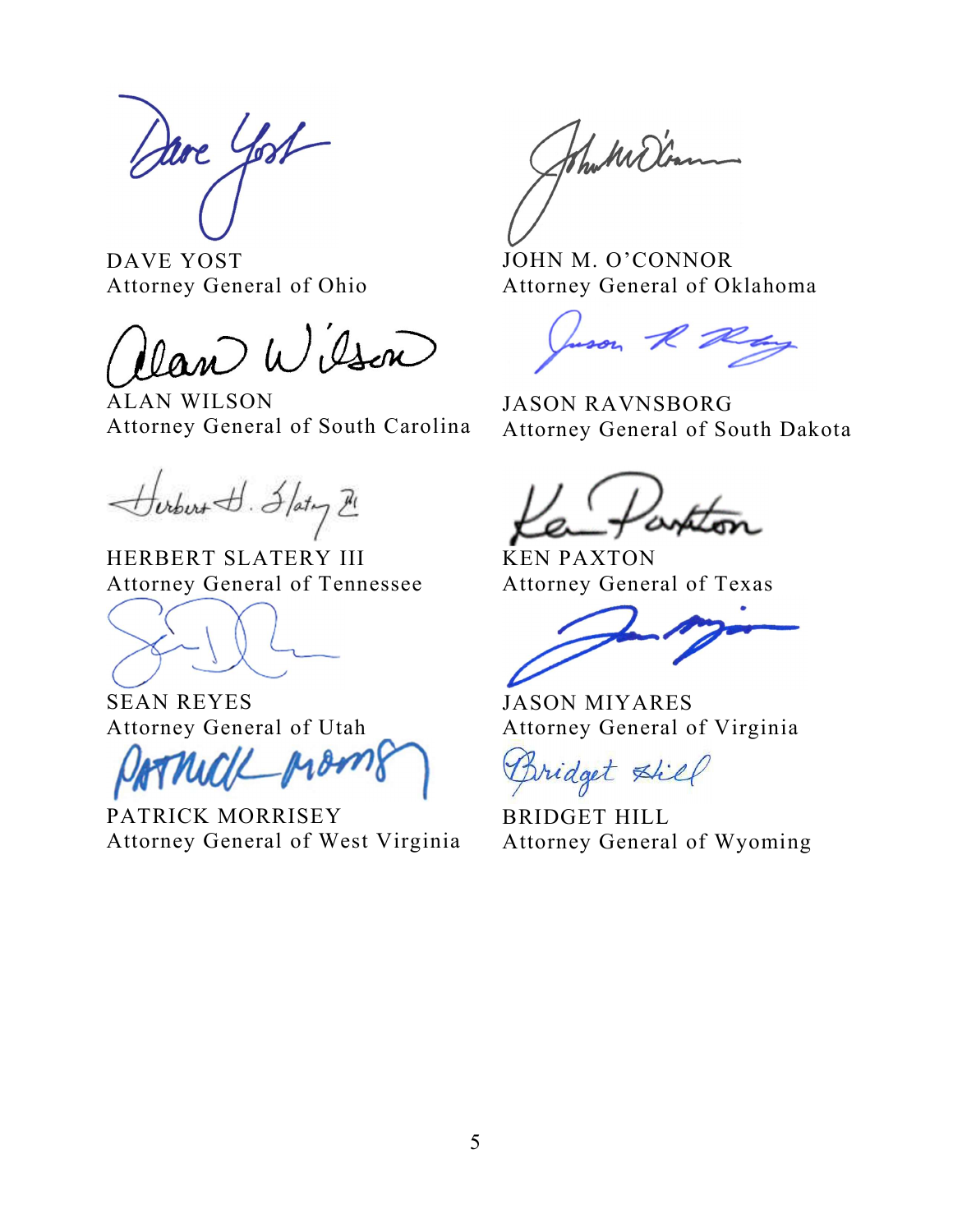DAVE YOST
Attorney General of Ohio

JOHN M. O'CONNOR
Attorney General of Oklahoma

ALAN WILSON
Attorney General of South Carolina

JASON RAVNSBORG
Attorney General of South Dakota

HERBERT SLATERY III
Attorney General of Tennessee

KEN PAXTON
Attorney General of Texas

SEAN REYES
Attorney General of Utah

JASON MIYARES
Attorney General of Virginia

PATRICK MORRISEY
Attorney General of West Virginia

BRIDGET HILL
Attorney General of Wyoming